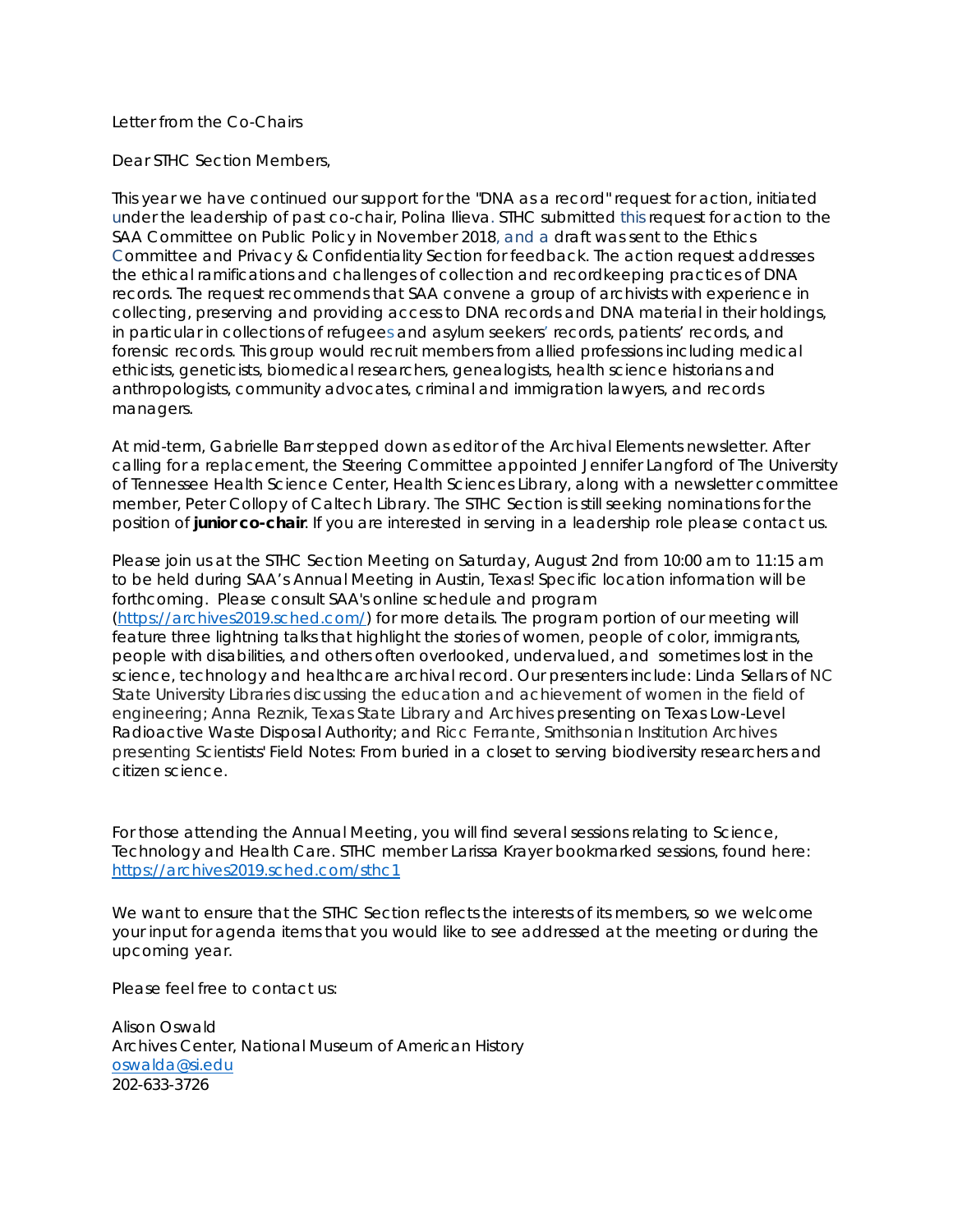Letter from the Co-Chairs

Dear STHC Section Members,

This year we have continued our support for the "DNA as a record" request for action, initiated under the leadership of past co-chair, Polina Ilieva. STHC submitted this request for action to the SAA Committee on Public Policy in November 2018, and a draft was sent to the Ethics Committee and Privacy & Confidentiality Section for feedback. The action request addresses the ethical ramifications and challenges of collection and recordkeeping practices of DNA records. The request recommends that SAA convene a group of archivists with experience in collecting, preserving and providing access to DNA records and DNA material in their holdings, in particular in collections of refugees and asylum seekers' records, patients' records, and forensic records. This group would recruit members from allied professions including medical ethicists, geneticists, biomedical researchers, genealogists, health science historians and anthropologists, community advocates, criminal and immigration lawyers, and records managers.

At mid-term, Gabrielle Barr stepped down as editor of the Archival Elements newsletter. After calling for a replacement, the Steering Committee appointed Jennifer Langford of The University of Tennessee Health Science Center, Health Sciences Library, along with a newsletter committee member, Peter Collopy of Caltech Library. The STHC Section is still seeking nominations for the position of **junior co-chair**. If you are interested in serving in a leadership role please contact us.

Please join us at the STHC Section Meeting on Saturday, August 2nd from 10:00 am to 11:15 am to be held during SAA's Annual Meeting in Austin, Texas! Specific location information will be forthcoming. Please consult SAA's online schedule and program (https://archives2019.sched.com/) for more details. The program portion of our meeting will feature three lightning talks that highlight the stories of women, people of color, immigrants, people with disabilities, and others often overlooked, undervalued, and sometimes lost in the science, technology and healthcare archival record. Our presenters include: Linda Sellars of NC State University Libraries discussing the education and achievement of women in the field of engineering; Anna Reznik, Texas State Library and Archives presenting on Texas Low-Level Radioactive Waste Disposal Authority; and Ricc Ferrante, Smithsonian Institution Archives presenting Scientists' Field Notes: From buried in a closet to serving biodiversity researchers and citizen science.

For those attending the Annual Meeting, you will find several sessions relating to Science, Technology and Health Care. STHC member Larissa Krayer bookmarked sessions, found here: https://archives2019.sched.com/sthc1

We want to ensure that the STHC Section reflects the interests of its members, so we welcome your input for agenda items that you would like to see addressed at the meeting or during the upcoming year.

Please feel free to contact us:

Alison Oswald
Archives Center, National Museum of American History
oswalda@si.edu
202-633-3726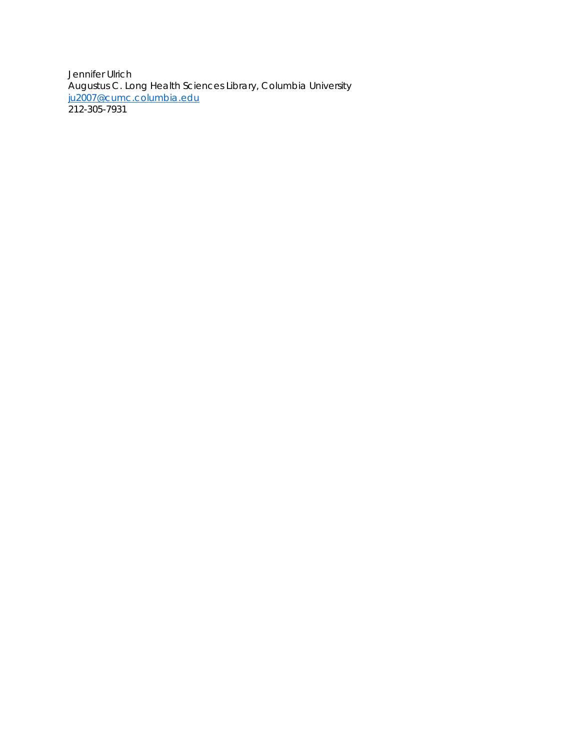Jennifer Ulrich
Augustus C. Long Health Sciences Library, Columbia University
ju2007@cumc.columbia.edu
212-305-7931